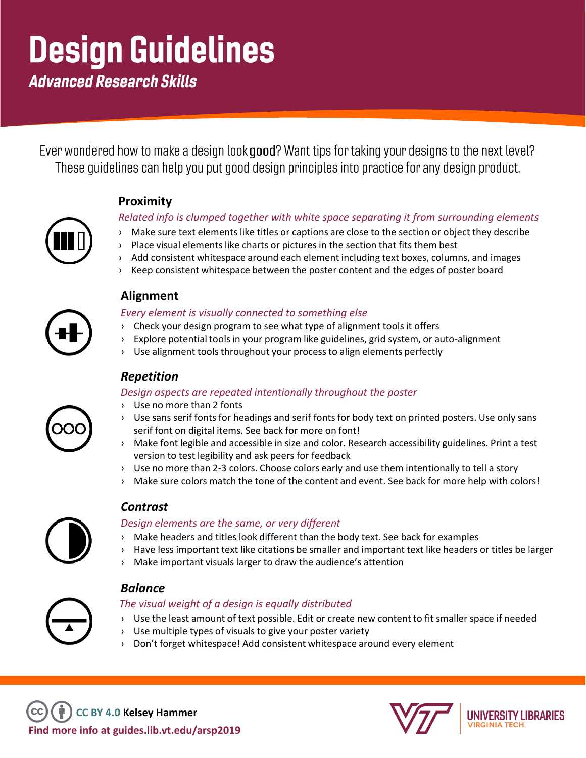# Design Guidelines

***Advanced Research Skills***

Ever wondered how to make a design look **good**? Want tips for taking your designs to the next level? These guidelines can help you put good design principles into practice for any design product.

## Proximity

*Related info is clumped together with white space separating it from surrounding elements*

- Make sure text elements like titles or captions are close to the section or object they describe
- Place visual elements like charts or pictures in the section that fits them best
- Add consistent whitespace around each element including text boxes, columns, and images
- Keep consistent whitespace between the poster content and the edges of poster board

## Alignment

*Every element is visually connected to something else*

- Check your design program to see what type of alignment tools it offers
- Explore potential tools in your program like guidelines, grid system, or auto-alignment
- Use alignment tools throughout your process to align elements perfectly

## *Repetition*

*Design aspects are repeated intentionally throughout the poster*

- Use no more than 2 fonts
- Use sans serif fonts for headings and serif fonts for body text on printed posters. Use only sans serif font on digital items. See back for more on font!
- Make font legible and accessible in size and color. Research accessibility guidelines. Print a test version to test legibility and ask peers for feedback
- Use no more than 2-3 colors. Choose colors early and use them intentionally to tell a story
- Make sure colors match the tone of the content and event. See back for more help with colors!

## *Contrast*

*Design elements are the same, or very different*

- Make headers and titles look different than the body text. See back for examples
- Have less important text like citations be smaller and important text like headers or titles be larger
- Make important visuals larger to draw the audience's attention

## *Balance*

*The visual weight of a design is equally distributed*

- Use the least amount of text possible. Edit or create new content to fit smaller space if needed
- Use multiple types of visuals to give your poster variety
- Don't forget whitespace! Add consistent whitespace around every element

CC BY 4.0 **Kelsey Hammer**

**Find more info at guides.lib.vt.edu/arsp2019**

UNIVERSITY LIBRARIES VIRGINIA TECH.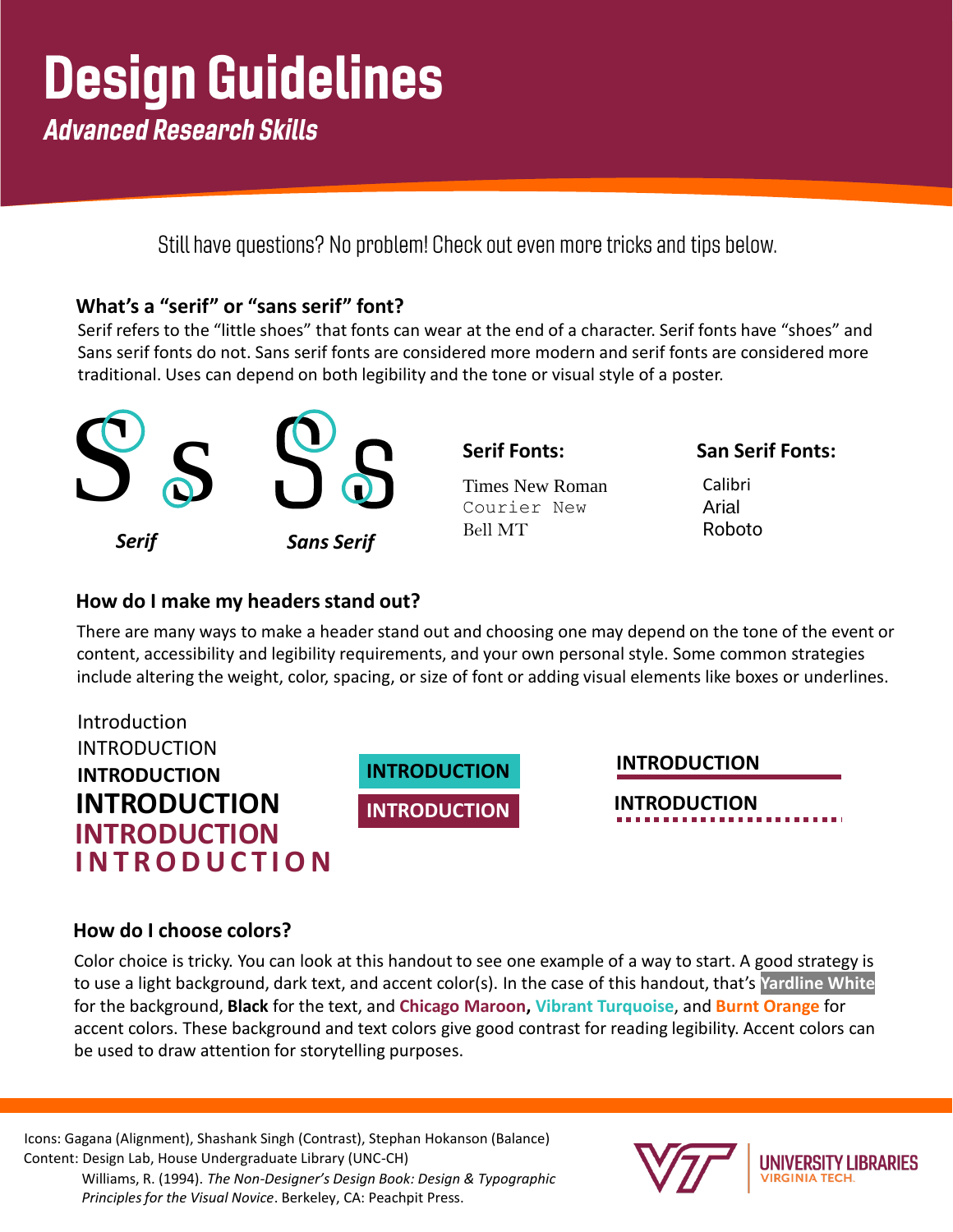# Design Guidelines

## *Advanced Research Skills*

Still have questions? No problem! Check out even more tricks and tips below.

### What's a "serif" or "sans serif" font?

Serif refers to the "little shoes" that fonts can wear at the end of a character. Serif fonts have "shoes" and Sans serif fonts do not. Sans serif fonts are considered more modern and serif fonts are considered more traditional. Uses can depend on both legibility and the tone or visual style of a poster.

S s S s

*Serif* *Sans Serif*

**Serif Fonts:**

Times New Roman
Courier New
Bell MT

**San Serif Fonts:**

Calibri
Arial
Roboto

### How do I make my headers stand out?

There are many ways to make a header stand out and choosing one may depend on the tone of the event or content, accessibility and legibility requirements, and your own personal style. Some common strategies include altering the weight, color, spacing, or size of font or adding visual elements like boxes or underlines.

Introduction
INTRODUCTION
**INTRODUCTION**
**INTRODUCTION**
**INTRODUCTION**
**I N T R O D U C T I O N**

**INTRODUCTION**
**INTRODUCTION**

**INTRODUCTION**
**INTRODUCTION**

### How do I choose colors?

Color choice is tricky. You can look at this handout to see one example of a way to start. A good strategy is to use a light background, dark text, and accent color(s). In the case of this handout, that's **Yardline White** for the background, **Black** for the text, and **Chicago Maroon**, **Vibrant Turquoise**, and **Burnt Orange** for accent colors. These background and text colors give good contrast for reading legibility. Accent colors can be used to draw attention for storytelling purposes.

Icons: Gagana (Alignment), Shashank Singh (Contrast), Stephan Hokanson (Balance)
Content: Design Lab, House Undergraduate Library (UNC-CH)
Williams, R. (1994). *The Non-Designer's Design Book: Design & Typographic Principles for the Visual Novice*. Berkeley, CA: Peachpit Press.

UNIVERSITY LIBRARIES
VIRGINIA TECH.